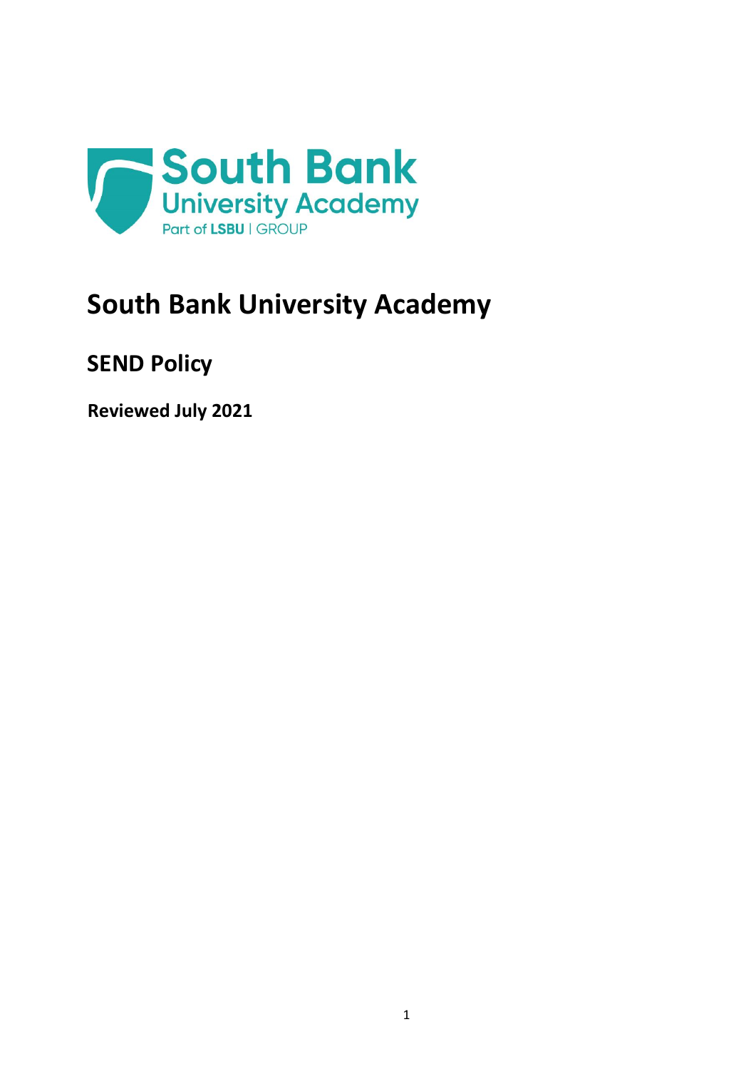# South Bank University Academy

## SEND Policy

**Reviewed July 2021**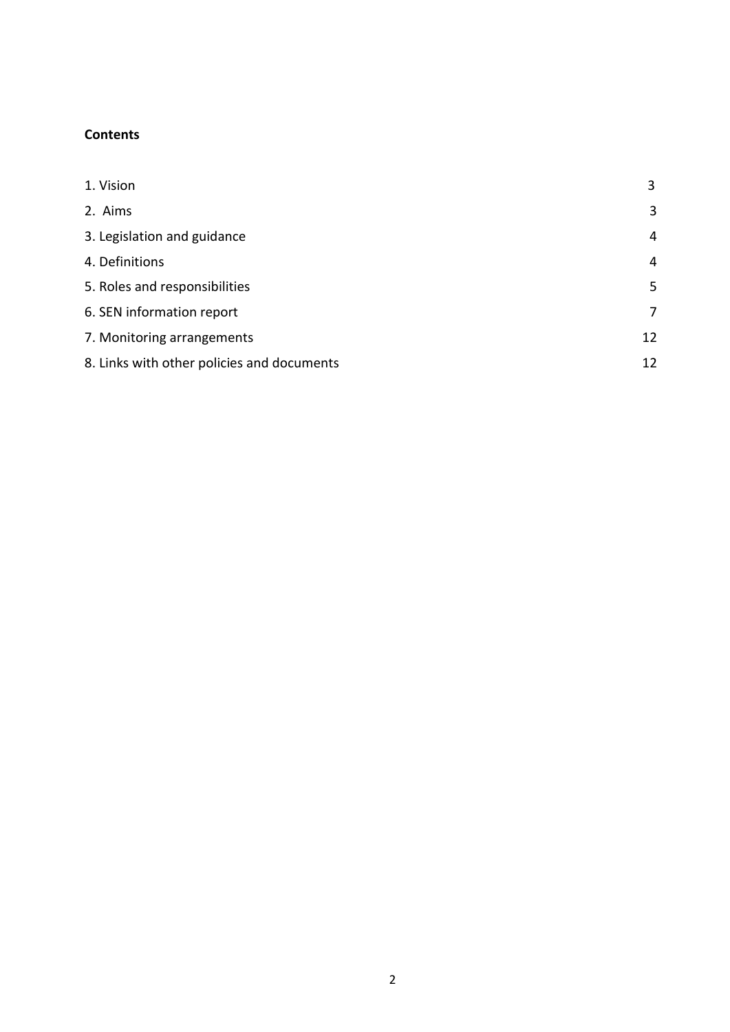**Contents**

| | |
|---|---|
| 1. Vision | 3 |
| 2. Aims | 3 |
| 3. Legislation and guidance | 4 |
| 4. Definitions | 4 |
| 5. Roles and responsibilities | 5 |
| 6. SEN information report | 7 |
| 7. Monitoring arrangements | 12 |
| 8. Links with other policies and documents | 12 |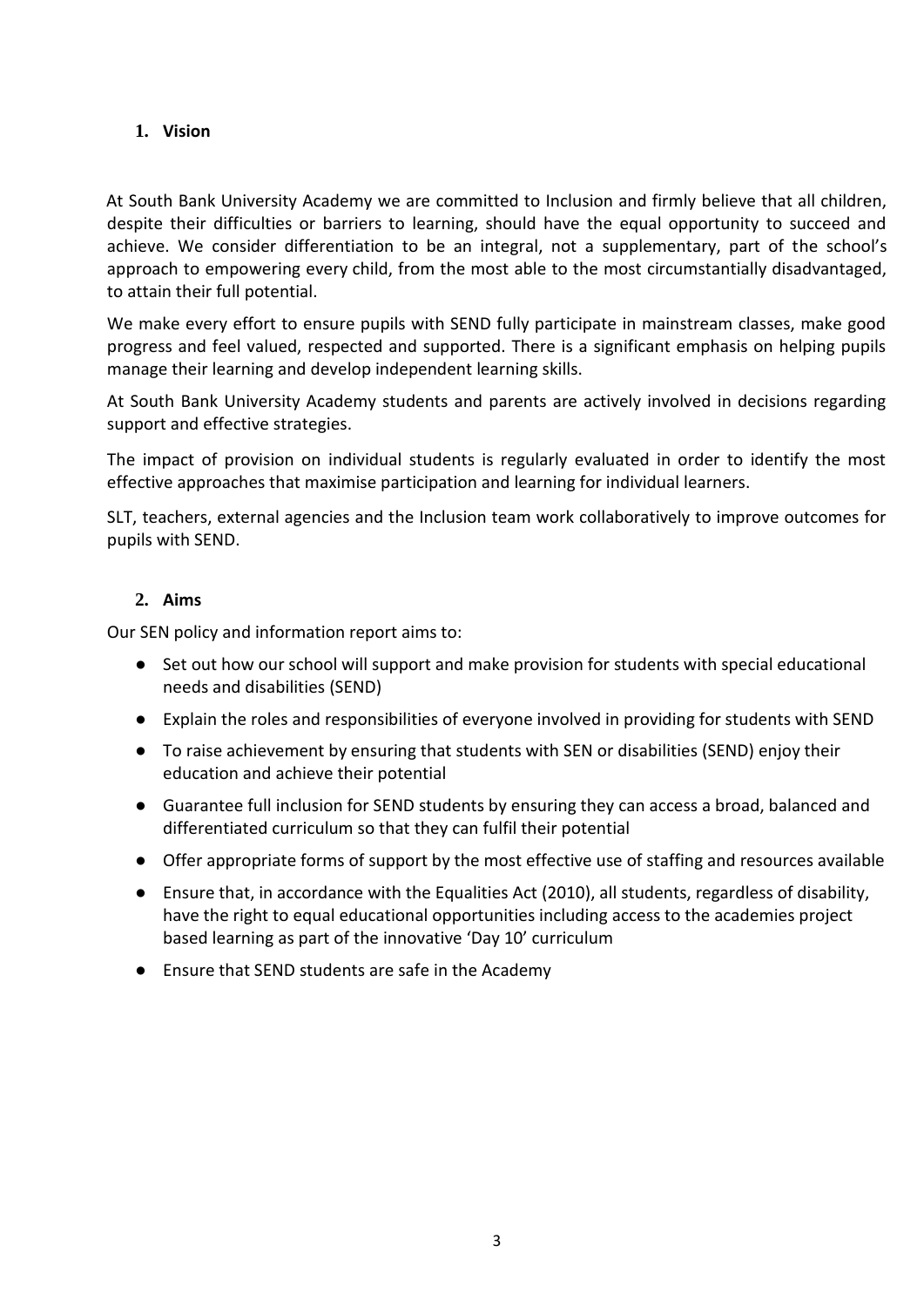## 1. Vision

At South Bank University Academy we are committed to Inclusion and firmly believe that all children, despite their difficulties or barriers to learning, should have the equal opportunity to succeed and achieve. We consider differentiation to be an integral, not a supplementary, part of the school's approach to empowering every child, from the most able to the most circumstantially disadvantaged, to attain their full potential.

We make every effort to ensure pupils with SEND fully participate in mainstream classes, make good progress and feel valued, respected and supported. There is a significant emphasis on helping pupils manage their learning and develop independent learning skills.

At South Bank University Academy students and parents are actively involved in decisions regarding support and effective strategies.

The impact of provision on individual students is regularly evaluated in order to identify the most effective approaches that maximise participation and learning for individual learners.

SLT, teachers, external agencies and the Inclusion team work collaboratively to improve outcomes for pupils with SEND.

## 2. Aims

Our SEN policy and information report aims to:

- Set out how our school will support and make provision for students with special educational needs and disabilities (SEND)
- Explain the roles and responsibilities of everyone involved in providing for students with SEND
- To raise achievement by ensuring that students with SEN or disabilities (SEND) enjoy their education and achieve their potential
- Guarantee full inclusion for SEND students by ensuring they can access a broad, balanced and differentiated curriculum so that they can fulfil their potential
- Offer appropriate forms of support by the most effective use of staffing and resources available
- Ensure that, in accordance with the Equalities Act (2010), all students, regardless of disability, have the right to equal educational opportunities including access to the academies project based learning as part of the innovative 'Day 10' curriculum
- Ensure that SEND students are safe in the Academy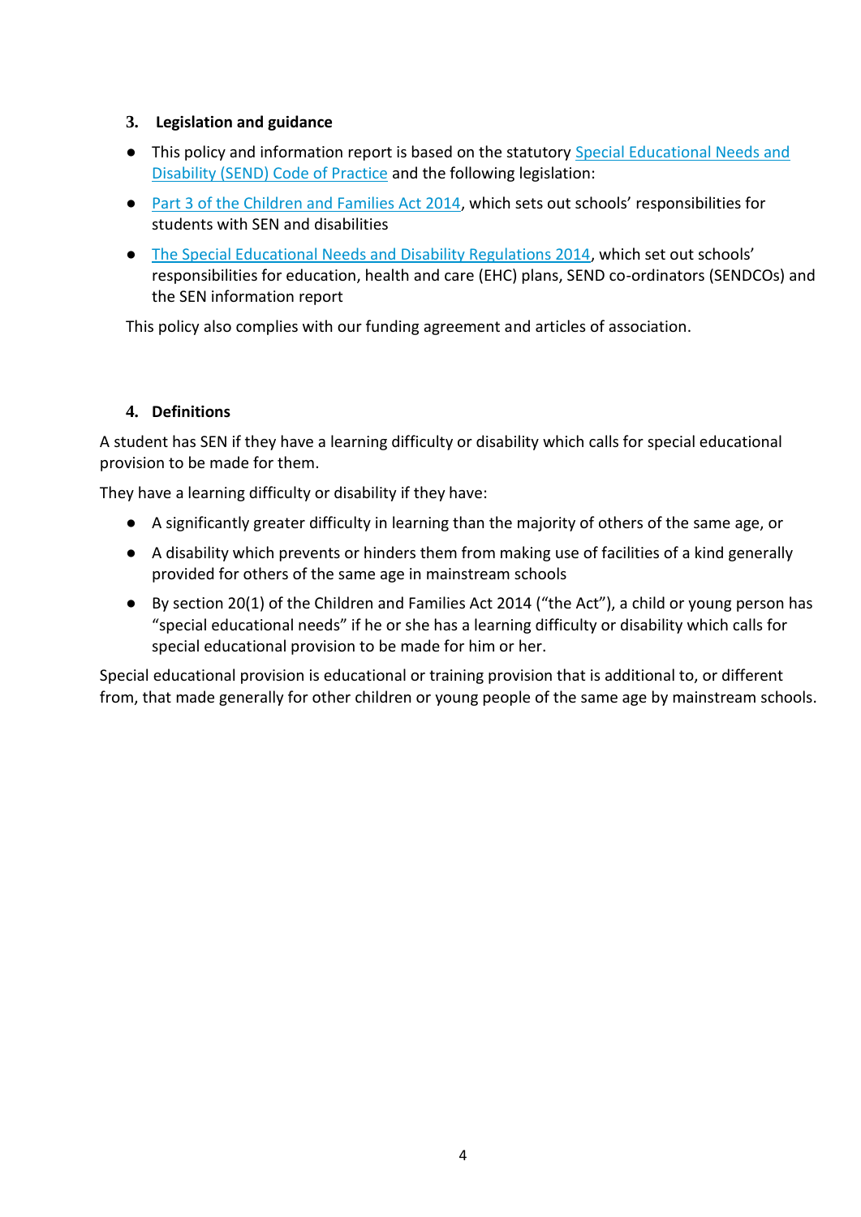## 3. Legislation and guidance

- This policy and information report is based on the statutory Special Educational Needs and Disability (SEND) Code of Practice and the following legislation:
- Part 3 of the Children and Families Act 2014, which sets out schools' responsibilities for students with SEN and disabilities
- The Special Educational Needs and Disability Regulations 2014, which set out schools' responsibilities for education, health and care (EHC) plans, SEND co-ordinators (SENDCOs) and the SEN information report

This policy also complies with our funding agreement and articles of association.

## 4. Definitions

A student has SEN if they have a learning difficulty or disability which calls for special educational provision to be made for them.

They have a learning difficulty or disability if they have:

- A significantly greater difficulty in learning than the majority of others of the same age, or
- A disability which prevents or hinders them from making use of facilities of a kind generally provided for others of the same age in mainstream schools
- By section 20(1) of the Children and Families Act 2014 ("the Act"), a child or young person has "special educational needs" if he or she has a learning difficulty or disability which calls for special educational provision to be made for him or her.

Special educational provision is educational or training provision that is additional to, or different from, that made generally for other children or young people of the same age by mainstream schools.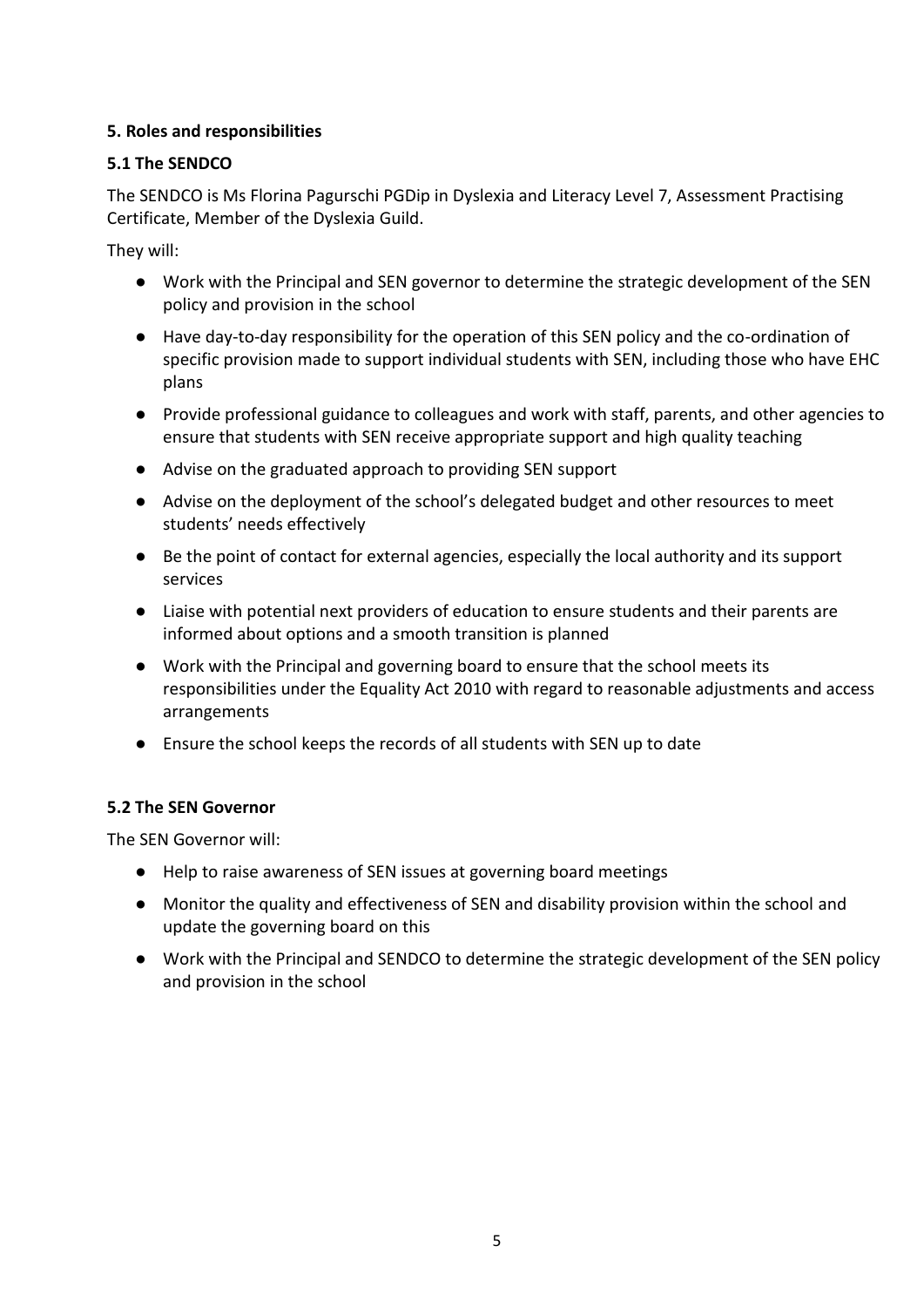**5. Roles and responsibilities**

**5.1 The SENDCO**

The SENDCO is Ms Florina Pagurschi PGDip in Dyslexia and Literacy Level 7, Assessment Practising Certificate, Member of the Dyslexia Guild.

They will:

- Work with the Principal and SEN governor to determine the strategic development of the SEN policy and provision in the school
- Have day-to-day responsibility for the operation of this SEN policy and the co-ordination of specific provision made to support individual students with SEN, including those who have EHC plans
- Provide professional guidance to colleagues and work with staff, parents, and other agencies to ensure that students with SEN receive appropriate support and high quality teaching
- Advise on the graduated approach to providing SEN support
- Advise on the deployment of the school's delegated budget and other resources to meet students' needs effectively
- Be the point of contact for external agencies, especially the local authority and its support services
- Liaise with potential next providers of education to ensure students and their parents are informed about options and a smooth transition is planned
- Work with the Principal and governing board to ensure that the school meets its responsibilities under the Equality Act 2010 with regard to reasonable adjustments and access arrangements
- Ensure the school keeps the records of all students with SEN up to date

**5.2 The SEN Governor**

The SEN Governor will:

- Help to raise awareness of SEN issues at governing board meetings
- Monitor the quality and effectiveness of SEN and disability provision within the school and update the governing board on this
- Work with the Principal and SENDCO to determine the strategic development of the SEN policy and provision in the school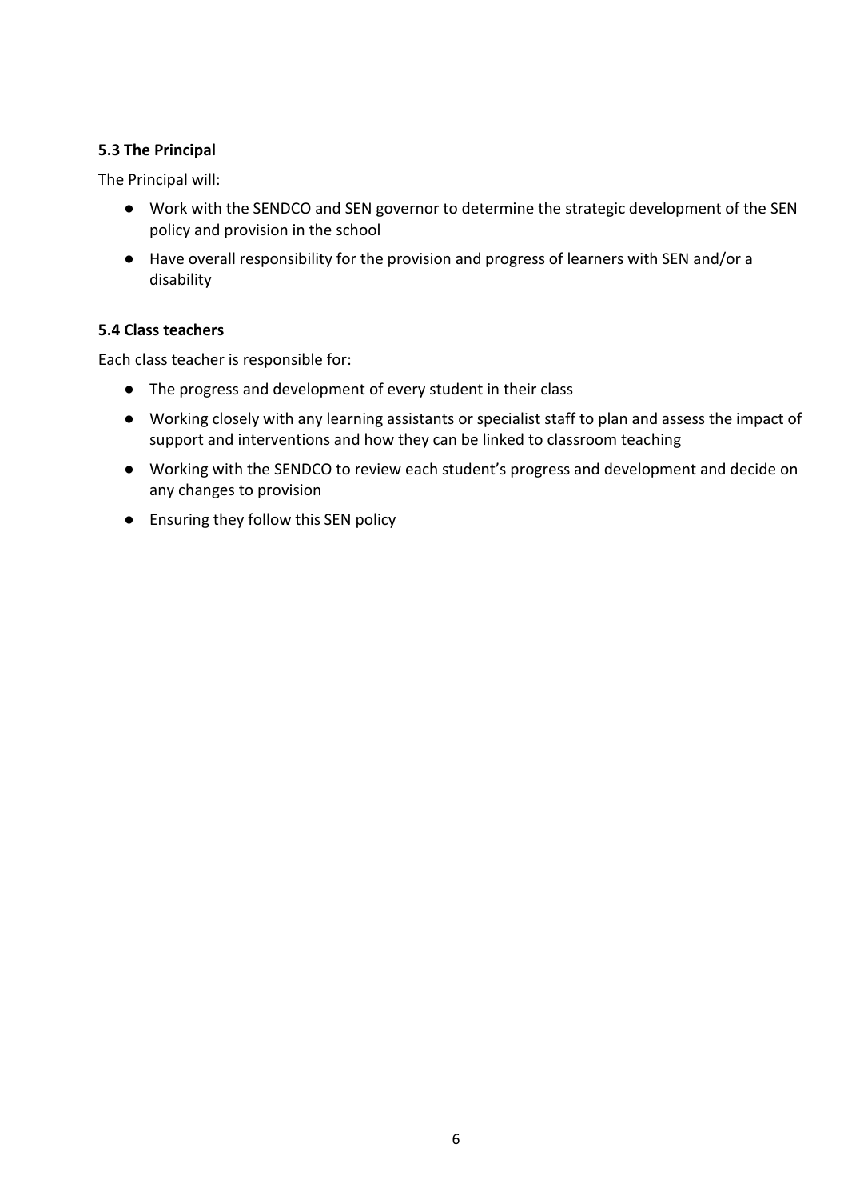### 5.3 The Principal

The Principal will:

- Work with the SENDCO and SEN governor to determine the strategic development of the SEN policy and provision in the school
- Have overall responsibility for the provision and progress of learners with SEN and/or a disability

### 5.4 Class teachers

Each class teacher is responsible for:

- The progress and development of every student in their class
- Working closely with any learning assistants or specialist staff to plan and assess the impact of support and interventions and how they can be linked to classroom teaching
- Working with the SENDCO to review each student's progress and development and decide on any changes to provision
- Ensuring they follow this SEN policy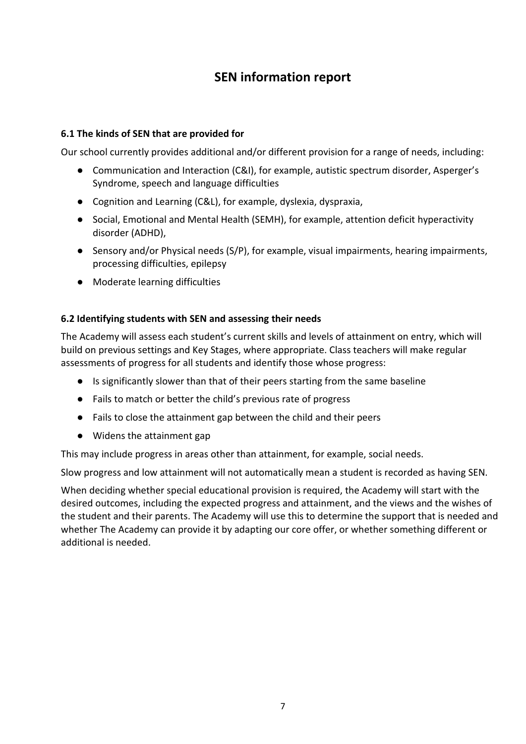# SEN information report

### 6.1 The kinds of SEN that are provided for

Our school currently provides additional and/or different provision for a range of needs, including:

- Communication and Interaction (C&I), for example, autistic spectrum disorder, Asperger's Syndrome, speech and language difficulties
- Cognition and Learning (C&L), for example, dyslexia, dyspraxia,
- Social, Emotional and Mental Health (SEMH), for example, attention deficit hyperactivity disorder (ADHD),
- Sensory and/or Physical needs (S/P), for example, visual impairments, hearing impairments, processing difficulties, epilepsy
- Moderate learning difficulties

### 6.2 Identifying students with SEN and assessing their needs

The Academy will assess each student's current skills and levels of attainment on entry, which will build on previous settings and Key Stages, where appropriate. Class teachers will make regular assessments of progress for all students and identify those whose progress:

- Is significantly slower than that of their peers starting from the same baseline
- Fails to match or better the child's previous rate of progress
- Fails to close the attainment gap between the child and their peers
- Widens the attainment gap

This may include progress in areas other than attainment, for example, social needs.

Slow progress and low attainment will not automatically mean a student is recorded as having SEN.

When deciding whether special educational provision is required, the Academy will start with the desired outcomes, including the expected progress and attainment, and the views and the wishes of the student and their parents. The Academy will use this to determine the support that is needed and whether The Academy can provide it by adapting our core offer, or whether something different or additional is needed.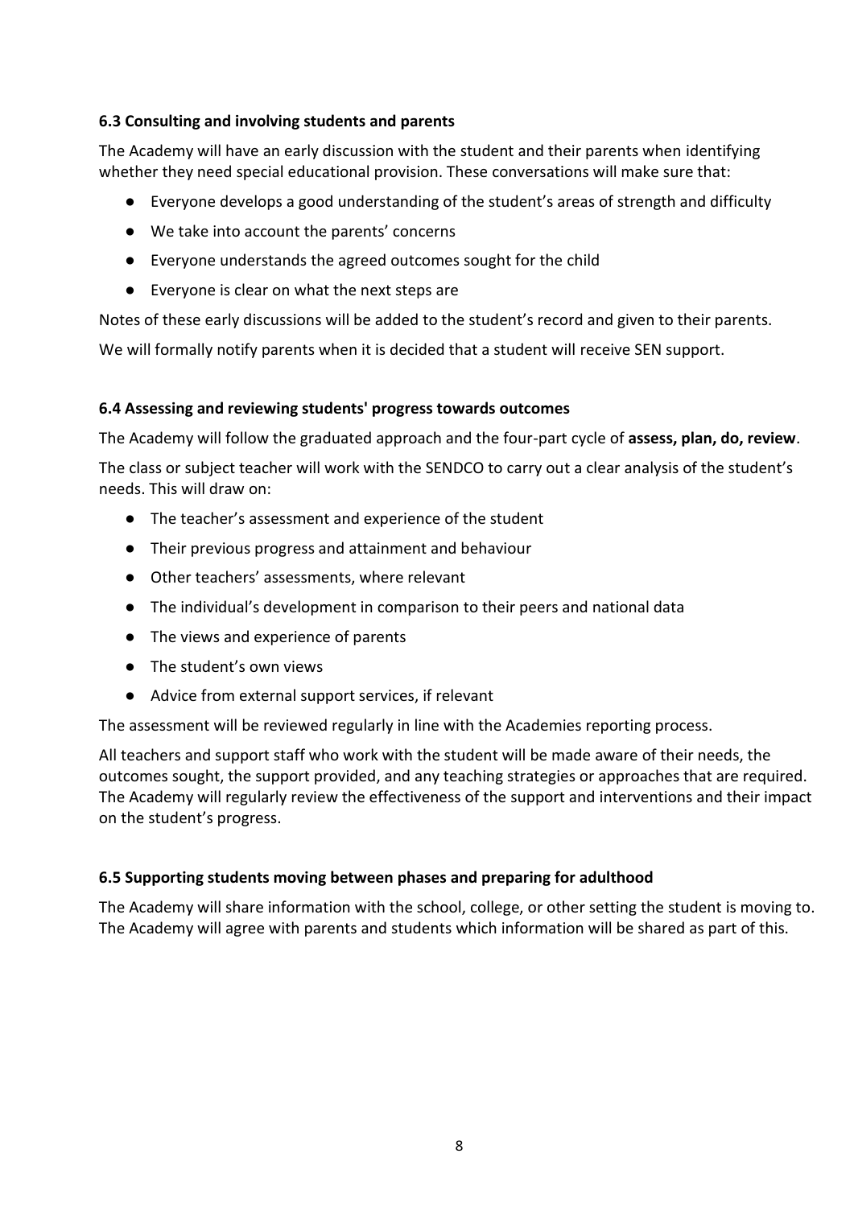### 6.3 Consulting and involving students and parents

The Academy will have an early discussion with the student and their parents when identifying whether they need special educational provision. These conversations will make sure that:

- Everyone develops a good understanding of the student's areas of strength and difficulty
- We take into account the parents' concerns
- Everyone understands the agreed outcomes sought for the child
- Everyone is clear on what the next steps are

Notes of these early discussions will be added to the student's record and given to their parents.

We will formally notify parents when it is decided that a student will receive SEN support.

### 6.4 Assessing and reviewing students' progress towards outcomes

The Academy will follow the graduated approach and the four-part cycle of **assess, plan, do, review**.

The class or subject teacher will work with the SENDCO to carry out a clear analysis of the student's needs. This will draw on:

- The teacher's assessment and experience of the student
- Their previous progress and attainment and behaviour
- Other teachers' assessments, where relevant
- The individual's development in comparison to their peers and national data
- The views and experience of parents
- The student's own views
- Advice from external support services, if relevant

The assessment will be reviewed regularly in line with the Academies reporting process.

All teachers and support staff who work with the student will be made aware of their needs, the outcomes sought, the support provided, and any teaching strategies or approaches that are required. The Academy will regularly review the effectiveness of the support and interventions and their impact on the student's progress.

### 6.5 Supporting students moving between phases and preparing for adulthood

The Academy will share information with the school, college, or other setting the student is moving to. The Academy will agree with parents and students which information will be shared as part of this.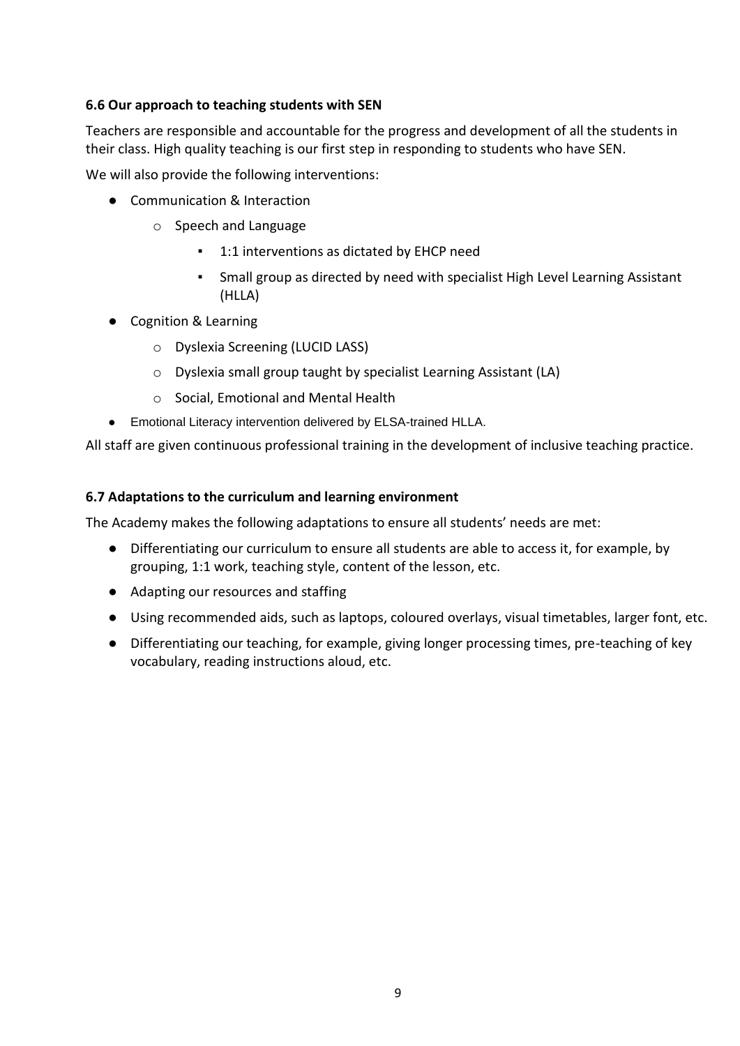#### 6.6 Our approach to teaching students with SEN

Teachers are responsible and accountable for the progress and development of all the students in their class. High quality teaching is our first step in responding to students who have SEN.

We will also provide the following interventions:

- Communication & Interaction
  - Speech and Language
    - 1:1 interventions as dictated by EHCP need
    - Small group as directed by need with specialist High Level Learning Assistant (HLLA)
- Cognition & Learning
  - Dyslexia Screening (LUCID LASS)
  - Dyslexia small group taught by specialist Learning Assistant (LA)
  - Social, Emotional and Mental Health
- Emotional Literacy intervention delivered by ELSA-trained HLLA.

All staff are given continuous professional training in the development of inclusive teaching practice.

#### 6.7 Adaptations to the curriculum and learning environment

The Academy makes the following adaptations to ensure all students' needs are met:

- Differentiating our curriculum to ensure all students are able to access it, for example, by grouping, 1:1 work, teaching style, content of the lesson, etc.
- Adapting our resources and staffing
- Using recommended aids, such as laptops, coloured overlays, visual timetables, larger font, etc.
- Differentiating our teaching, for example, giving longer processing times, pre-teaching of key vocabulary, reading instructions aloud, etc.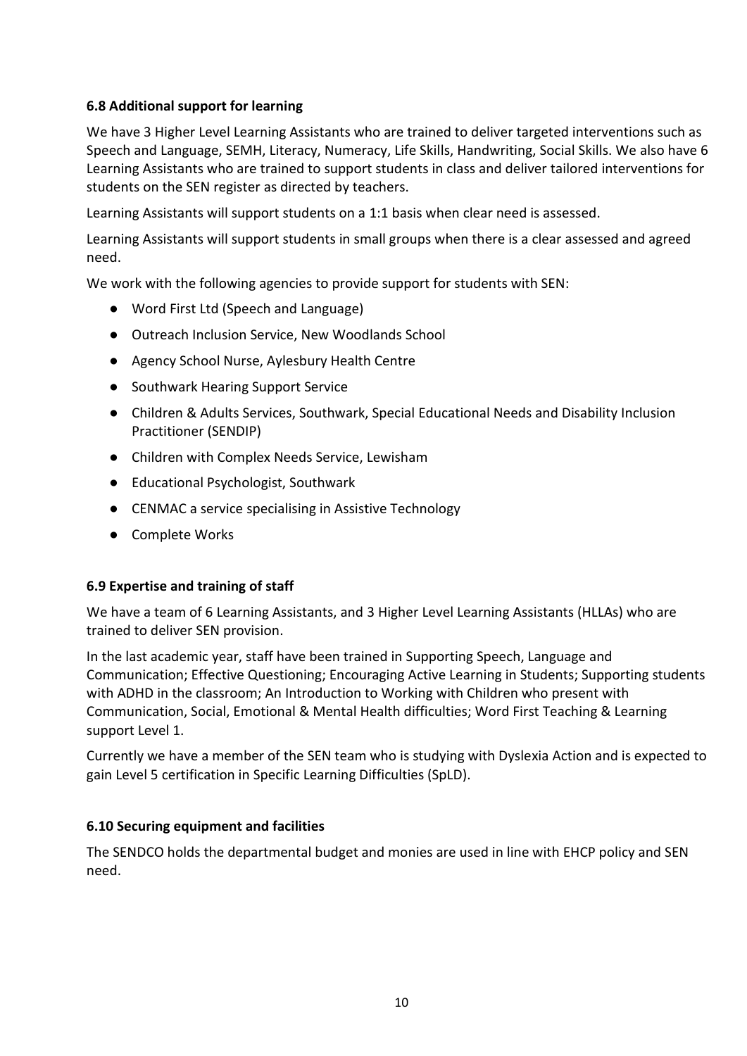### 6.8 Additional support for learning

We have 3 Higher Level Learning Assistants who are trained to deliver targeted interventions such as Speech and Language, SEMH, Literacy, Numeracy, Life Skills, Handwriting, Social Skills. We also have 6 Learning Assistants who are trained to support students in class and deliver tailored interventions for students on the SEN register as directed by teachers.

Learning Assistants will support students on a 1:1 basis when clear need is assessed.

Learning Assistants will support students in small groups when there is a clear assessed and agreed need.

We work with the following agencies to provide support for students with SEN:

- Word First Ltd (Speech and Language)
- Outreach Inclusion Service, New Woodlands School
- Agency School Nurse, Aylesbury Health Centre
- Southwark Hearing Support Service
- Children & Adults Services, Southwark, Special Educational Needs and Disability Inclusion Practitioner (SENDIP)
- Children with Complex Needs Service, Lewisham
- Educational Psychologist, Southwark
- CENMAC a service specialising in Assistive Technology
- Complete Works

### 6.9 Expertise and training of staff

We have a team of 6 Learning Assistants, and 3 Higher Level Learning Assistants (HLLAs) who are trained to deliver SEN provision.

In the last academic year, staff have been trained in Supporting Speech, Language and Communication; Effective Questioning; Encouraging Active Learning in Students; Supporting students with ADHD in the classroom; An Introduction to Working with Children who present with Communication, Social, Emotional & Mental Health difficulties; Word First Teaching & Learning support Level 1.

Currently we have a member of the SEN team who is studying with Dyslexia Action and is expected to gain Level 5 certification in Specific Learning Difficulties (SpLD).

### 6.10 Securing equipment and facilities

The SENDCO holds the departmental budget and monies are used in line with EHCP policy and SEN need.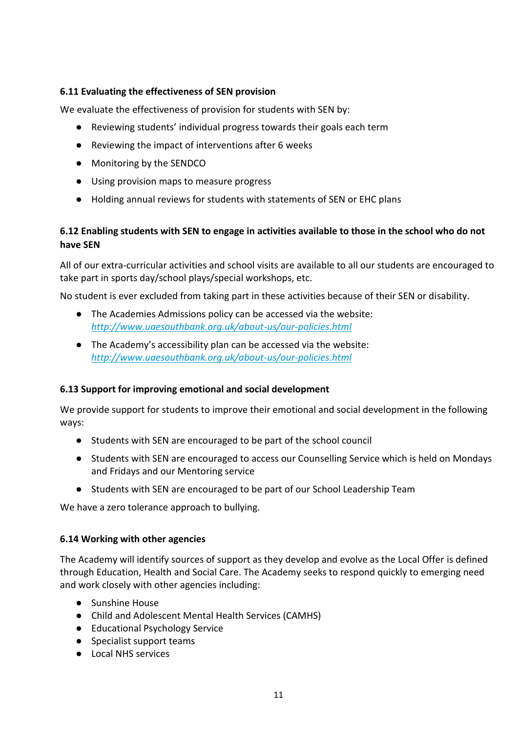#### 6.11 Evaluating the effectiveness of SEN provision

We evaluate the effectiveness of provision for students with SEN by:

- Reviewing students' individual progress towards their goals each term
- Reviewing the impact of interventions after 6 weeks
- Monitoring by the SENDCO
- Using provision maps to measure progress
- Holding annual reviews for students with statements of SEN or EHC plans

#### 6.12 Enabling students with SEN to engage in activities available to those in the school who do not have SEN

All of our extra-curricular activities and school visits are available to all our students are encouraged to take part in sports day/school plays/special workshops, etc.

No student is ever excluded from taking part in these activities because of their SEN or disability.

- The Academies Admissions policy can be accessed via the website: *http://www.uaesouthbank.org.uk/about-us/our-policies.html*
- The Academy's accessibility plan can be accessed via the website: *http://www.uaesouthbank.org.uk/about-us/our-policies.html*

#### 6.13 Support for improving emotional and social development

We provide support for students to improve their emotional and social development in the following ways:

- Students with SEN are encouraged to be part of the school council
- Students with SEN are encouraged to access our Counselling Service which is held on Mondays and Fridays and our Mentoring service
- Students with SEN are encouraged to be part of our School Leadership Team

We have a zero tolerance approach to bullying.

#### 6.14 Working with other agencies

The Academy will identify sources of support as they develop and evolve as the Local Offer is defined through Education, Health and Social Care. The Academy seeks to respond quickly to emerging need and work closely with other agencies including:

- Sunshine House
- Child and Adolescent Mental Health Services (CAMHS)
- Educational Psychology Service
- Specialist support teams
- Local NHS services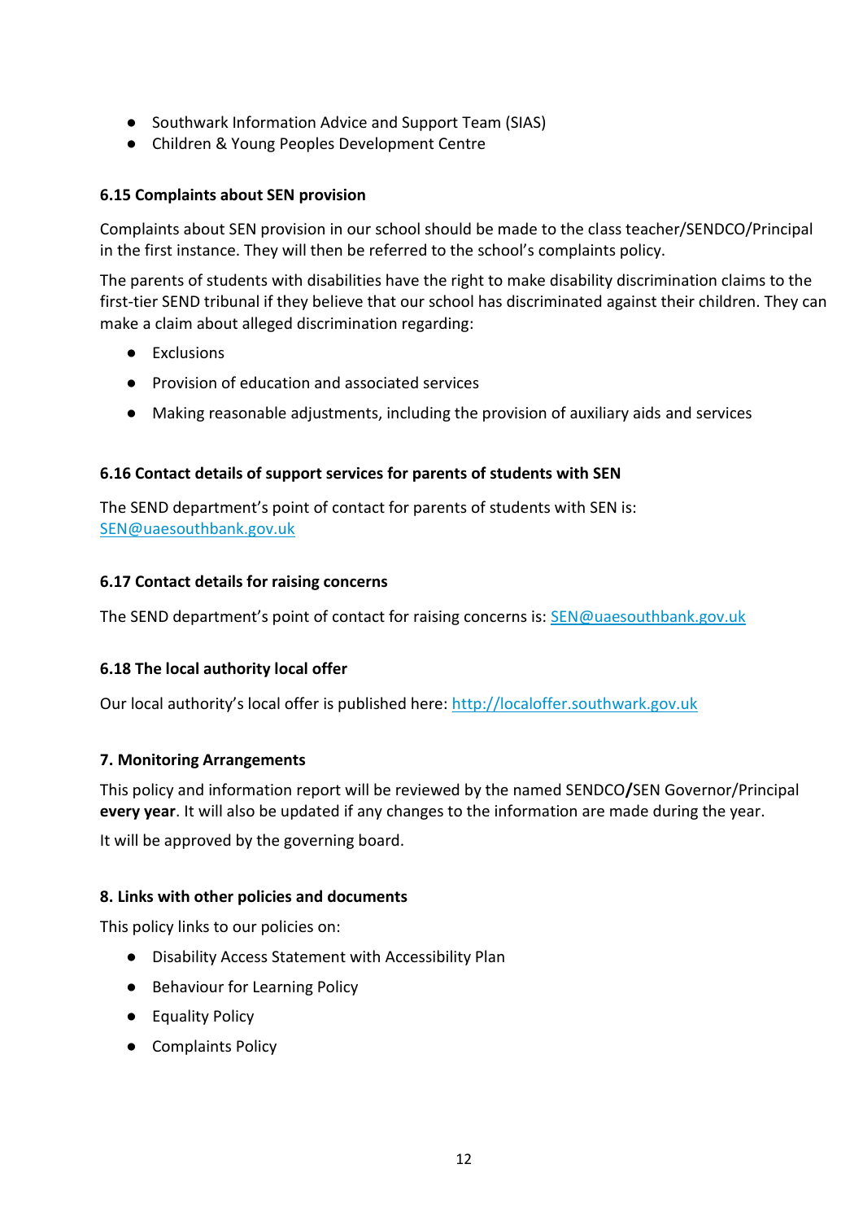- Southwark Information Advice and Support Team (SIAS)
- Children & Young Peoples Development Centre

### 6.15 Complaints about SEN provision

Complaints about SEN provision in our school should be made to the class teacher/SENDCO/Principal in the first instance. They will then be referred to the school's complaints policy.

The parents of students with disabilities have the right to make disability discrimination claims to the first-tier SEND tribunal if they believe that our school has discriminated against their children. They can make a claim about alleged discrimination regarding:

- Exclusions
- Provision of education and associated services
- Making reasonable adjustments, including the provision of auxiliary aids and services

### 6.16 Contact details of support services for parents of students with SEN

The SEND department's point of contact for parents of students with SEN is: SEN@uaesouthbank.gov.uk

### 6.17 Contact details for raising concerns

The SEND department's point of contact for raising concerns is: SEN@uaesouthbank.gov.uk

### 6.18 The local authority local offer

Our local authority's local offer is published here: http://localoffer.southwark.gov.uk

## 7. Monitoring Arrangements

This policy and information report will be reviewed by the named SENDCO**/**SEN Governor/Principal **every year**. It will also be updated if any changes to the information are made during the year.

It will be approved by the governing board.

## 8. Links with other policies and documents

This policy links to our policies on:

- Disability Access Statement with Accessibility Plan
- Behaviour for Learning Policy
- Equality Policy
- Complaints Policy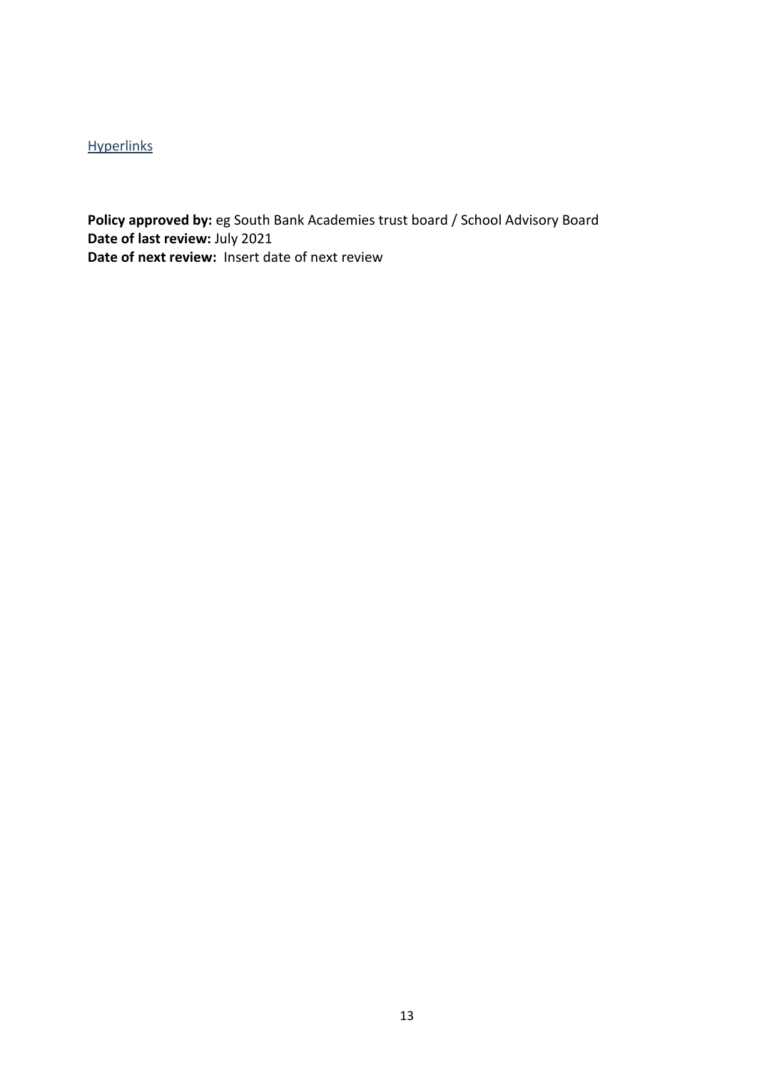Hyperlinks

**Policy approved by:** eg South Bank Academies trust board / School Advisory Board
**Date of last review:** July 2021
**Date of next review:** Insert date of next review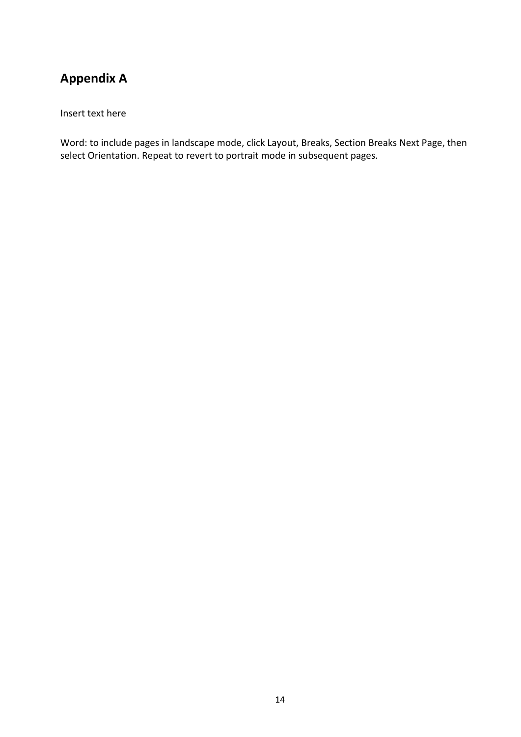# Appendix A

Insert text here

Word: to include pages in landscape mode, click Layout, Breaks, Section Breaks Next Page, then select Orientation. Repeat to revert to portrait mode in subsequent pages.